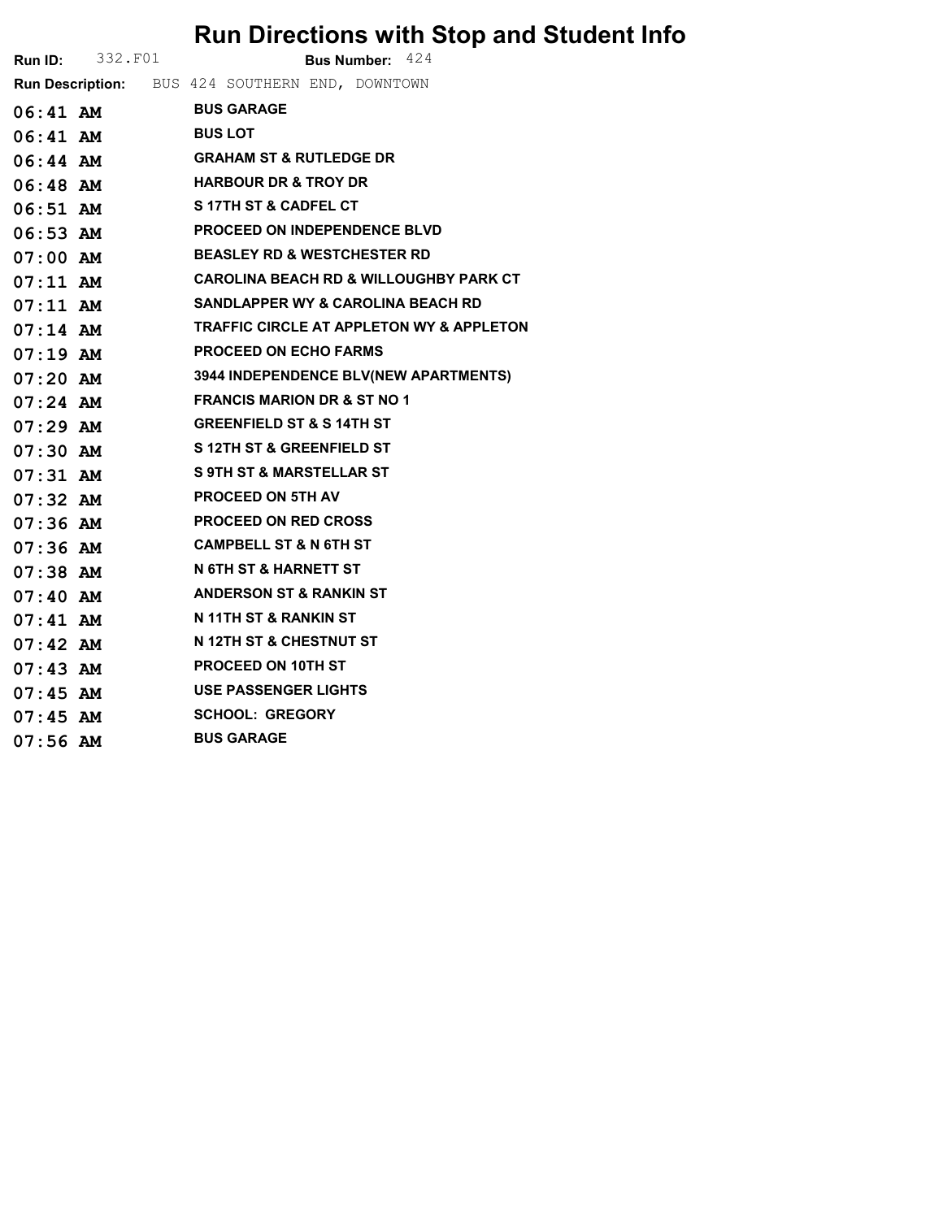# Run Directions with Stop and Student Info

**Run ID:** 332.F01 **Bus Number:** 424

**Run Description:** BUS 424 SOUTHERN END, DOWNTOWN

| Time | Stop |
|---|---|
| 06:41 AM | BUS GARAGE |
| 06:41 AM | BUS LOT |
| 06:44 AM | GRAHAM ST & RUTLEDGE DR |
| 06:48 AM | HARBOUR DR & TROY DR |
| 06:51 AM | S 17TH ST & CADFEL CT |
| 06:53 AM | PROCEED ON INDEPENDENCE BLVD |
| 07:00 AM | BEASLEY RD & WESTCHESTER RD |
| 07:11 AM | CAROLINA BEACH RD & WILLOUGHBY PARK CT |
| 07:11 AM | SANDLAPPER WY & CAROLINA BEACH RD |
| 07:14 AM | TRAFFIC CIRCLE AT APPLETON WY & APPLETON |
| 07:19 AM | PROCEED ON ECHO FARMS |
| 07:20 AM | 3944 INDEPENDENCE BLV(NEW APARTMENTS) |
| 07:24 AM | FRANCIS MARION DR & ST NO 1 |
| 07:29 AM | GREENFIELD ST & S 14TH ST |
| 07:30 AM | S 12TH ST & GREENFIELD ST |
| 07:31 AM | S 9TH ST & MARSTELLAR ST |
| 07:32 AM | PROCEED ON 5TH AV |
| 07:36 AM | PROCEED ON RED CROSS |
| 07:36 AM | CAMPBELL ST & N 6TH ST |
| 07:38 AM | N 6TH ST & HARNETT ST |
| 07:40 AM | ANDERSON ST & RANKIN ST |
| 07:41 AM | N 11TH ST & RANKIN ST |
| 07:42 AM | N 12TH ST & CHESTNUT ST |
| 07:43 AM | PROCEED ON 10TH ST |
| 07:45 AM | USE PASSENGER LIGHTS |
| 07:45 AM | SCHOOL: GREGORY |
| 07:56 AM | BUS GARAGE |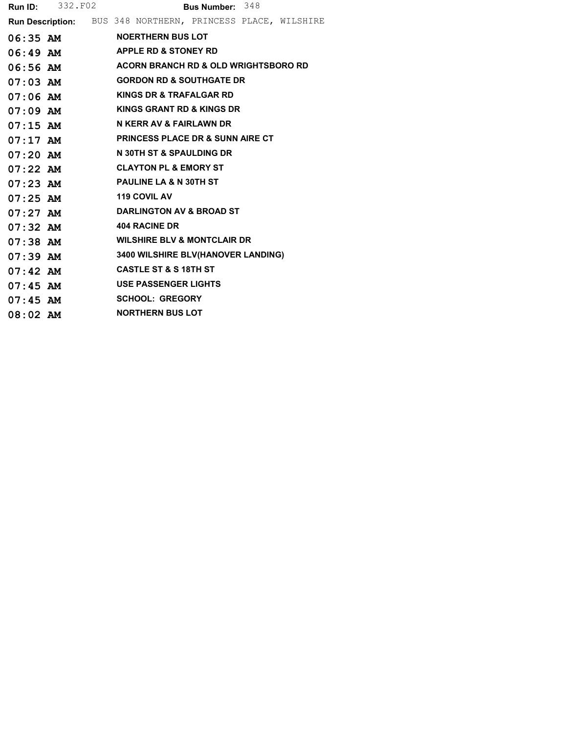**Run ID:** 332.F02 **Bus Number:** 348

**Run Description:** BUS 348 NORTHERN, PRINCESS PLACE, WILSHIRE

| Time | Stop |
|---|---|
| 06:35 AM | NOERTHERN BUS LOT |
| 06:49 AM | APPLE RD & STONEY RD |
| 06:56 AM | ACORN BRANCH RD & OLD WRIGHTSBORO RD |
| 07:03 AM | GORDON RD & SOUTHGATE DR |
| 07:06 AM | KINGS DR & TRAFALGAR RD |
| 07:09 AM | KINGS GRANT RD & KINGS DR |
| 07:15 AM | N KERR AV & FAIRLAWN DR |
| 07:17 AM | PRINCESS PLACE DR & SUNN AIRE CT |
| 07:20 AM | N 30TH ST & SPAULDING DR |
| 07:22 AM | CLAYTON PL & EMORY ST |
| 07:23 AM | PAULINE LA & N 30TH ST |
| 07:25 AM | 119 COVIL AV |
| 07:27 AM | DARLINGTON AV & BROAD ST |
| 07:32 AM | 404 RACINE DR |
| 07:38 AM | WILSHIRE BLV & MONTCLAIR DR |
| 07:39 AM | 3400 WILSHIRE BLV(HANOVER LANDING) |
| 07:42 AM | CASTLE ST & S 18TH ST |
| 07:45 AM | USE PASSENGER LIGHTS |
| 07:45 AM | SCHOOL: GREGORY |
| 08:02 AM | NORTHERN BUS LOT |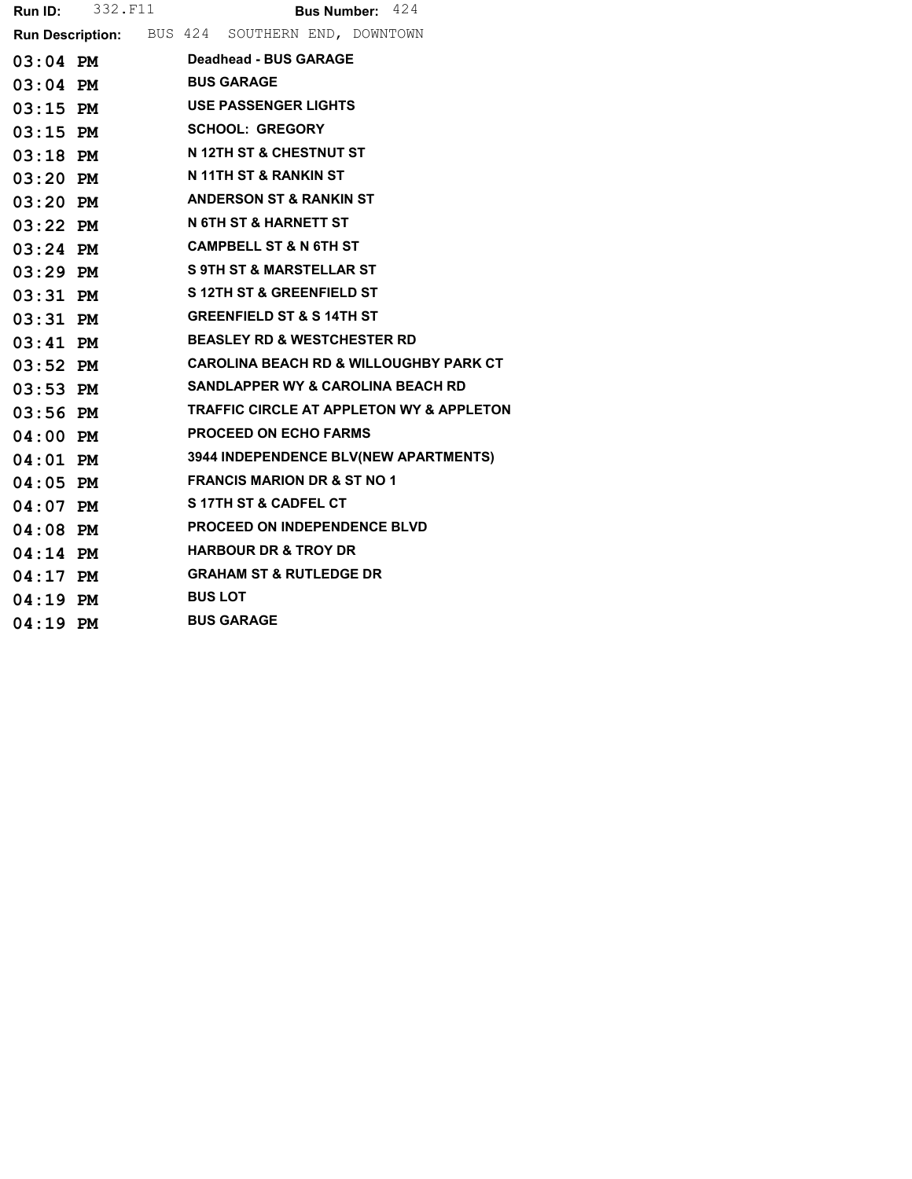**Run ID:** 332.F11 **Bus Number:** 424

**Run Description:** BUS 424 SOUTHERN END, DOWNTOWN

| Time | Stop |
|---|---|
| 03:04 PM | Deadhead - BUS GARAGE |
| 03:04 PM | BUS GARAGE |
| 03:15 PM | USE PASSENGER LIGHTS |
| 03:15 PM | SCHOOL: GREGORY |
| 03:18 PM | N 12TH ST & CHESTNUT ST |
| 03:20 PM | N 11TH ST & RANKIN ST |
| 03:20 PM | ANDERSON ST & RANKIN ST |
| 03:22 PM | N 6TH ST & HARNETT ST |
| 03:24 PM | CAMPBELL ST & N 6TH ST |
| 03:29 PM | S 9TH ST & MARSTELLAR ST |
| 03:31 PM | S 12TH ST & GREENFIELD ST |
| 03:31 PM | GREENFIELD ST & S 14TH ST |
| 03:41 PM | BEASLEY RD & WESTCHESTER RD |
| 03:52 PM | CAROLINA BEACH RD & WILLOUGHBY PARK CT |
| 03:53 PM | SANDLAPPER WY & CAROLINA BEACH RD |
| 03:56 PM | TRAFFIC CIRCLE AT APPLETON WY & APPLETON |
| 04:00 PM | PROCEED ON ECHO FARMS |
| 04:01 PM | 3944 INDEPENDENCE BLV(NEW APARTMENTS) |
| 04:05 PM | FRANCIS MARION DR & ST NO 1 |
| 04:07 PM | S 17TH ST & CADFEL CT |
| 04:08 PM | PROCEED ON INDEPENDENCE BLVD |
| 04:14 PM | HARBOUR DR & TROY DR |
| 04:17 PM | GRAHAM ST & RUTLEDGE DR |
| 04:19 PM | BUS LOT |
| 04:19 PM | BUS GARAGE |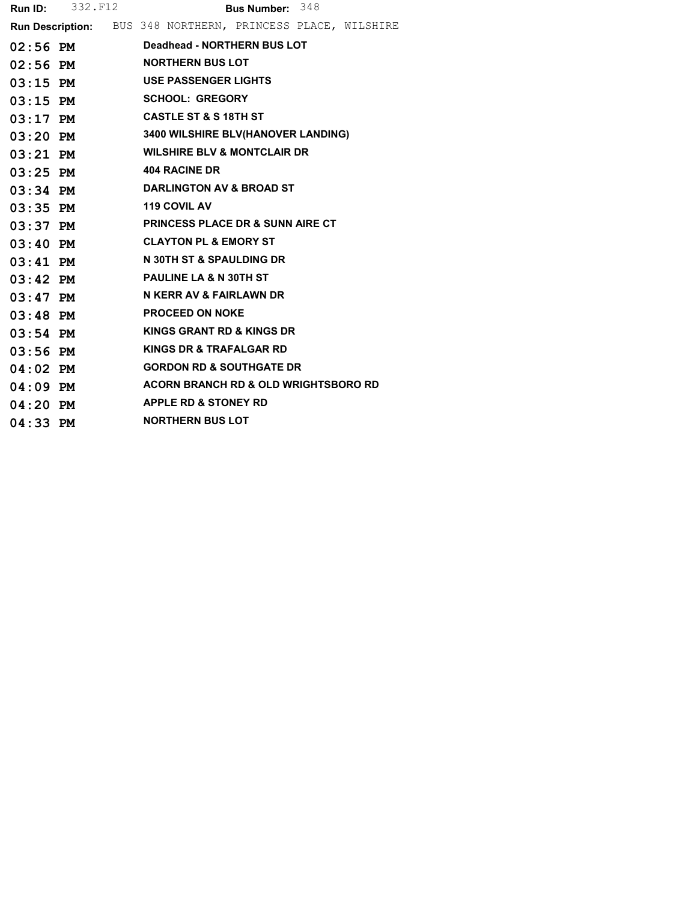**Run ID:** 332.F12 **Bus Number:** 348

**Run Description:** BUS 348 NORTHERN, PRINCESS PLACE, WILSHIRE

| | |
|---|---|
| **02:56 PM** | **Deadhead - NORTHERN BUS LOT** |
| **02:56 PM** | **NORTHERN BUS LOT** |
| **03:15 PM** | **USE PASSENGER LIGHTS** |
| **03:15 PM** | **SCHOOL: GREGORY** |
| **03:17 PM** | **CASTLE ST & S 18TH ST** |
| **03:20 PM** | **3400 WILSHIRE BLV(HANOVER LANDING)** |
| **03:21 PM** | **WILSHIRE BLV & MONTCLAIR DR** |
| **03:25 PM** | **404 RACINE DR** |
| **03:34 PM** | **DARLINGTON AV & BROAD ST** |
| **03:35 PM** | **119 COVIL AV** |
| **03:37 PM** | **PRINCESS PLACE DR & SUNN AIRE CT** |
| **03:40 PM** | **CLAYTON PL & EMORY ST** |
| **03:41 PM** | **N 30TH ST & SPAULDING DR** |
| **03:42 PM** | **PAULINE LA & N 30TH ST** |
| **03:47 PM** | **N KERR AV & FAIRLAWN DR** |
| **03:48 PM** | **PROCEED ON NOKE** |
| **03:54 PM** | **KINGS GRANT RD & KINGS DR** |
| **03:56 PM** | **KINGS DR & TRAFALGAR RD** |
| **04:02 PM** | **GORDON RD & SOUTHGATE DR** |
| **04:09 PM** | **ACORN BRANCH RD & OLD WRIGHTSBORO RD** |
| **04:20 PM** | **APPLE RD & STONEY RD** |
| **04:33 PM** | **NORTHERN BUS LOT** |